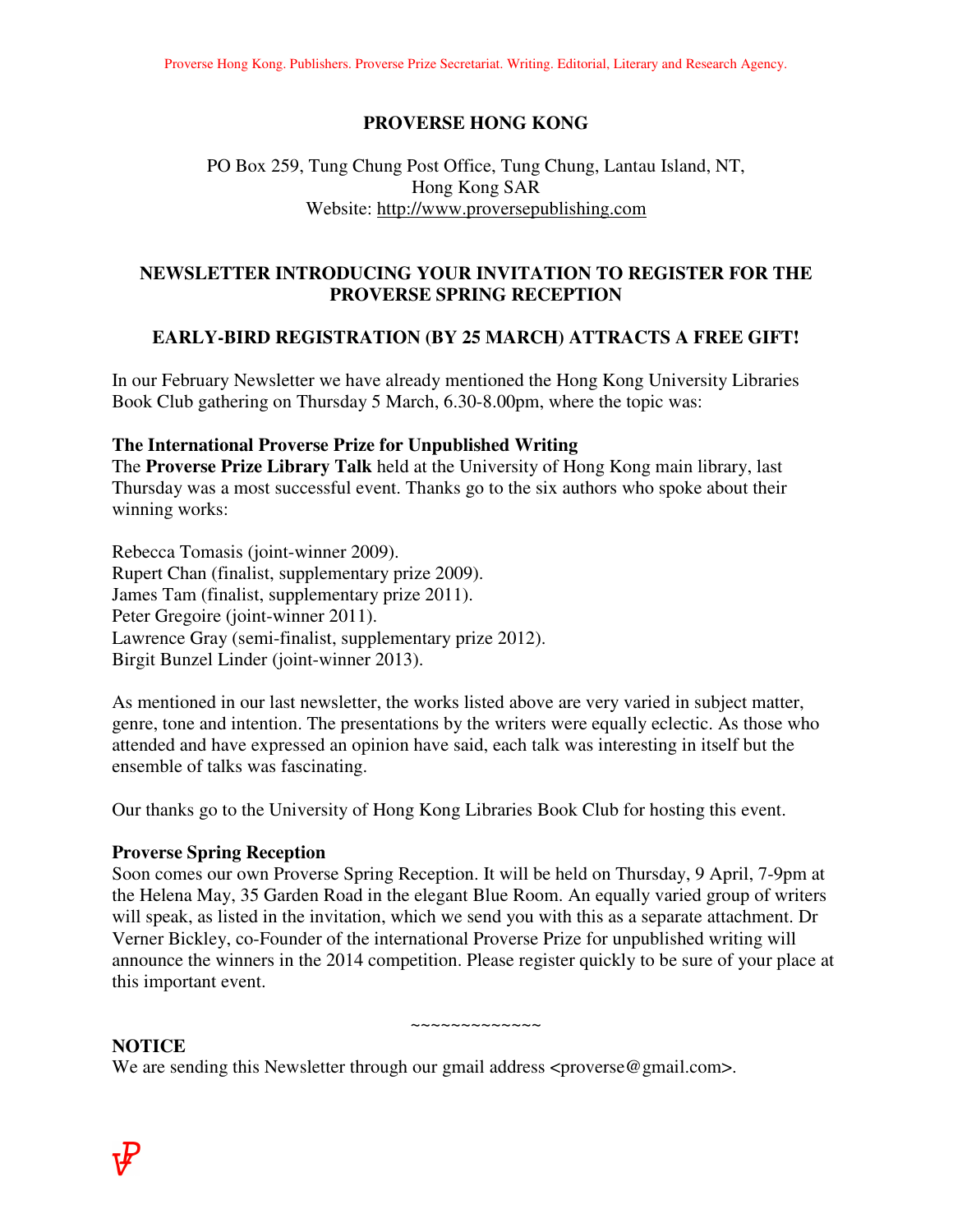Proverse Hong Kong. Publishers. Proverse Prize Secretariat. Writing. Editorial, Literary and Research Agency.

# PROVERSE HONG KONG

PO Box 259, Tung Chung Post Office, Tung Chung, Lantau Island, NT,
Hong Kong SAR
Website: http://www.proversepublishing.com

## NEWSLETTER INTRODUCING YOUR INVITATION TO REGISTER FOR THE PROVERSE SPRING RECEPTION

## EARLY-BIRD REGISTRATION (BY 25 MARCH) ATTRACTS A FREE GIFT!

In our February Newsletter we have already mentioned the Hong Kong University Libraries Book Club gathering on Thursday 5 March, 6.30-8.00pm, where the topic was:

**The International Proverse Prize for Unpublished Writing**
The **Proverse Prize Library Talk** held at the University of Hong Kong main library, last Thursday was a most successful event. Thanks go to the six authors who spoke about their winning works:

Rebecca Tomasis (joint-winner 2009).
Rupert Chan (finalist, supplementary prize 2009).
James Tam (finalist, supplementary prize 2011).
Peter Gregoire (joint-winner 2011).
Lawrence Gray (semi-finalist, supplementary prize 2012).
Birgit Bunzel Linder (joint-winner 2013).

As mentioned in our last newsletter, the works listed above are very varied in subject matter, genre, tone and intention. The presentations by the writers were equally eclectic. As those who attended and have expressed an opinion have said, each talk was interesting in itself but the ensemble of talks was fascinating.

Our thanks go to the University of Hong Kong Libraries Book Club for hosting this event.

**Proverse Spring Reception**
Soon comes our own Proverse Spring Reception. It will be held on Thursday, 9 April, 7-9pm at the Helena May, 35 Garden Road in the elegant Blue Room. An equally varied group of writers will speak, as listed in the invitation, which we send you with this as a separate attachment. Dr Verner Bickley, co-Founder of the international Proverse Prize for unpublished writing will announce the winners in the 2014 competition. Please register quickly to be sure of your place at this important event.

~~~~~~~~~~~~~

**NOTICE**
We are sending this Newsletter through our gmail address <proverse@gmail.com>.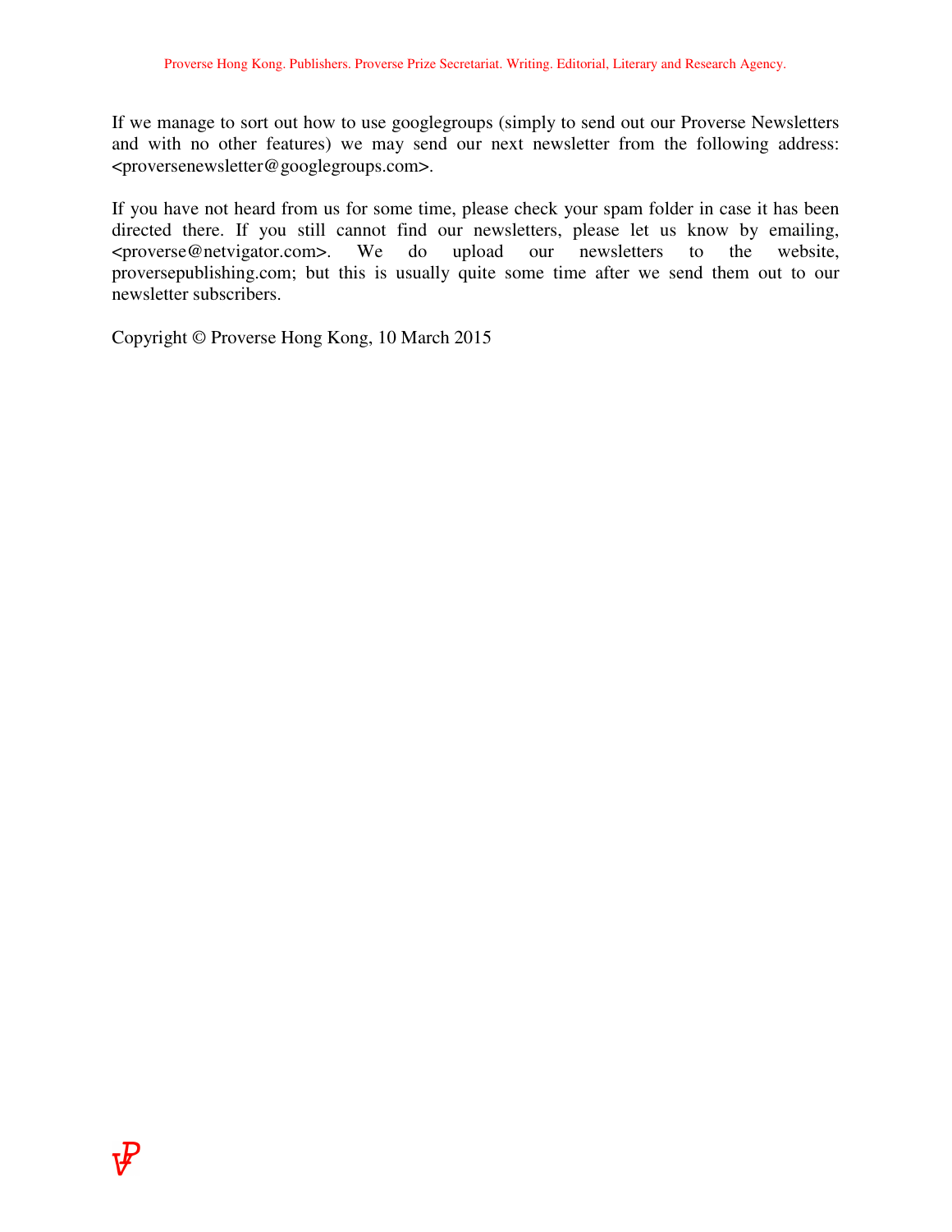If we manage to sort out how to use googlegroups (simply to send out our Proverse Newsletters and with no other features) we may send our next newsletter from the following address: <proversenewsletter@googlegroups.com>.

If you have not heard from us for some time, please check your spam folder in case it has been directed there. If you still cannot find our newsletters, please let us know by emailing, <proverse@netvigator.com>. We do upload our newsletters to the website, proversepublishing.com; but this is usually quite some time after we send them out to our newsletter subscribers.

Copyright © Proverse Hong Kong, 10 March 2015